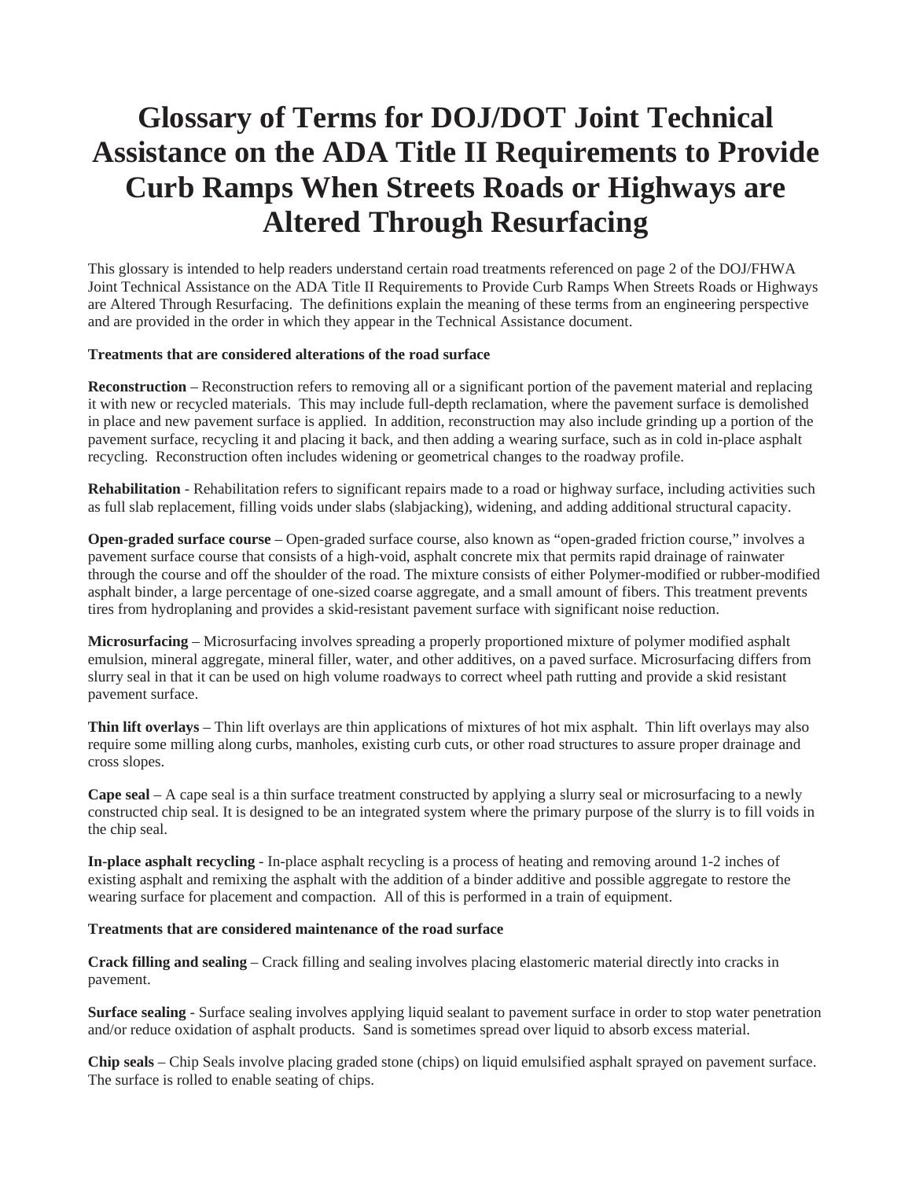# Glossary of Terms for DOJ/DOT Joint Technical Assistance on the ADA Title II Requirements to Provide Curb Ramps When Streets Roads or Highways are Altered Through Resurfacing

This glossary is intended to help readers understand certain road treatments referenced on page 2 of the DOJ/FHWA Joint Technical Assistance on the ADA Title II Requirements to Provide Curb Ramps When Streets Roads or Highways are Altered Through Resurfacing. The definitions explain the meaning of these terms from an engineering perspective and are provided in the order in which they appear in the Technical Assistance document.

**Treatments that are considered alterations of the road surface**

**Reconstruction** – Reconstruction refers to removing all or a significant portion of the pavement material and replacing it with new or recycled materials. This may include full-depth reclamation, where the pavement surface is demolished in place and new pavement surface is applied. In addition, reconstruction may also include grinding up a portion of the pavement surface, recycling it and placing it back, and then adding a wearing surface, such as in cold in-place asphalt recycling. Reconstruction often includes widening or geometrical changes to the roadway profile.

**Rehabilitation** - Rehabilitation refers to significant repairs made to a road or highway surface, including activities such as full slab replacement, filling voids under slabs (slabjacking), widening, and adding additional structural capacity.

**Open-graded surface course** – Open-graded surface course, also known as "open-graded friction course," involves a pavement surface course that consists of a high-void, asphalt concrete mix that permits rapid drainage of rainwater through the course and off the shoulder of the road. The mixture consists of either Polymer-modified or rubber-modified asphalt binder, a large percentage of one-sized coarse aggregate, and a small amount of fibers. This treatment prevents tires from hydroplaning and provides a skid-resistant pavement surface with significant noise reduction.

**Microsurfacing** – Microsurfacing involves spreading a properly proportioned mixture of polymer modified asphalt emulsion, mineral aggregate, mineral filler, water, and other additives, on a paved surface. Microsurfacing differs from slurry seal in that it can be used on high volume roadways to correct wheel path rutting and provide a skid resistant pavement surface.

**Thin lift overlays** – Thin lift overlays are thin applications of mixtures of hot mix asphalt. Thin lift overlays may also require some milling along curbs, manholes, existing curb cuts, or other road structures to assure proper drainage and cross slopes.

**Cape seal** – A cape seal is a thin surface treatment constructed by applying a slurry seal or microsurfacing to a newly constructed chip seal. It is designed to be an integrated system where the primary purpose of the slurry is to fill voids in the chip seal.

**In-place asphalt recycling** - In-place asphalt recycling is a process of heating and removing around 1-2 inches of existing asphalt and remixing the asphalt with the addition of a binder additive and possible aggregate to restore the wearing surface for placement and compaction. All of this is performed in a train of equipment.

**Treatments that are considered maintenance of the road surface**

**Crack filling and sealing** – Crack filling and sealing involves placing elastomeric material directly into cracks in pavement.

**Surface sealing** - Surface sealing involves applying liquid sealant to pavement surface in order to stop water penetration and/or reduce oxidation of asphalt products. Sand is sometimes spread over liquid to absorb excess material.

**Chip seals** – Chip Seals involve placing graded stone (chips) on liquid emulsified asphalt sprayed on pavement surface. The surface is rolled to enable seating of chips.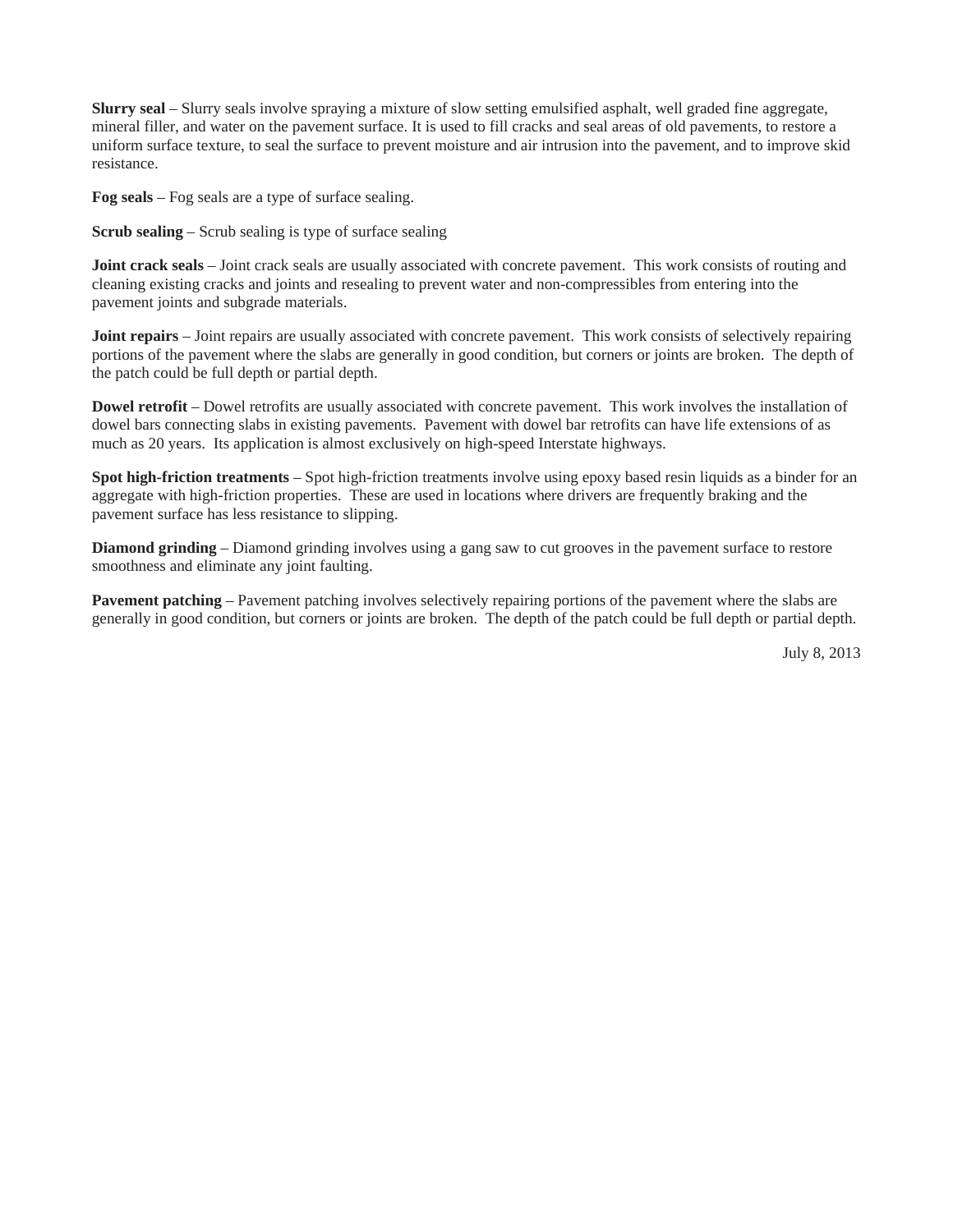**Slurry seal** – Slurry seals involve spraying a mixture of slow setting emulsified asphalt, well graded fine aggregate, mineral filler, and water on the pavement surface. It is used to fill cracks and seal areas of old pavements, to restore a uniform surface texture, to seal the surface to prevent moisture and air intrusion into the pavement, and to improve skid resistance.

**Fog seals** – Fog seals are a type of surface sealing.

**Scrub sealing** – Scrub sealing is type of surface sealing

**Joint crack seals** – Joint crack seals are usually associated with concrete pavement. This work consists of routing and cleaning existing cracks and joints and resealing to prevent water and non-compressibles from entering into the pavement joints and subgrade materials.

**Joint repairs** – Joint repairs are usually associated with concrete pavement. This work consists of selectively repairing portions of the pavement where the slabs are generally in good condition, but corners or joints are broken. The depth of the patch could be full depth or partial depth.

**Dowel retrofit** – Dowel retrofits are usually associated with concrete pavement. This work involves the installation of dowel bars connecting slabs in existing pavements. Pavement with dowel bar retrofits can have life extensions of as much as 20 years. Its application is almost exclusively on high-speed Interstate highways.

**Spot high-friction treatments** – Spot high-friction treatments involve using epoxy based resin liquids as a binder for an aggregate with high-friction properties. These are used in locations where drivers are frequently braking and the pavement surface has less resistance to slipping.

**Diamond grinding** – Diamond grinding involves using a gang saw to cut grooves in the pavement surface to restore smoothness and eliminate any joint faulting.

**Pavement patching** – Pavement patching involves selectively repairing portions of the pavement where the slabs are generally in good condition, but corners or joints are broken. The depth of the patch could be full depth or partial depth.

July 8, 2013